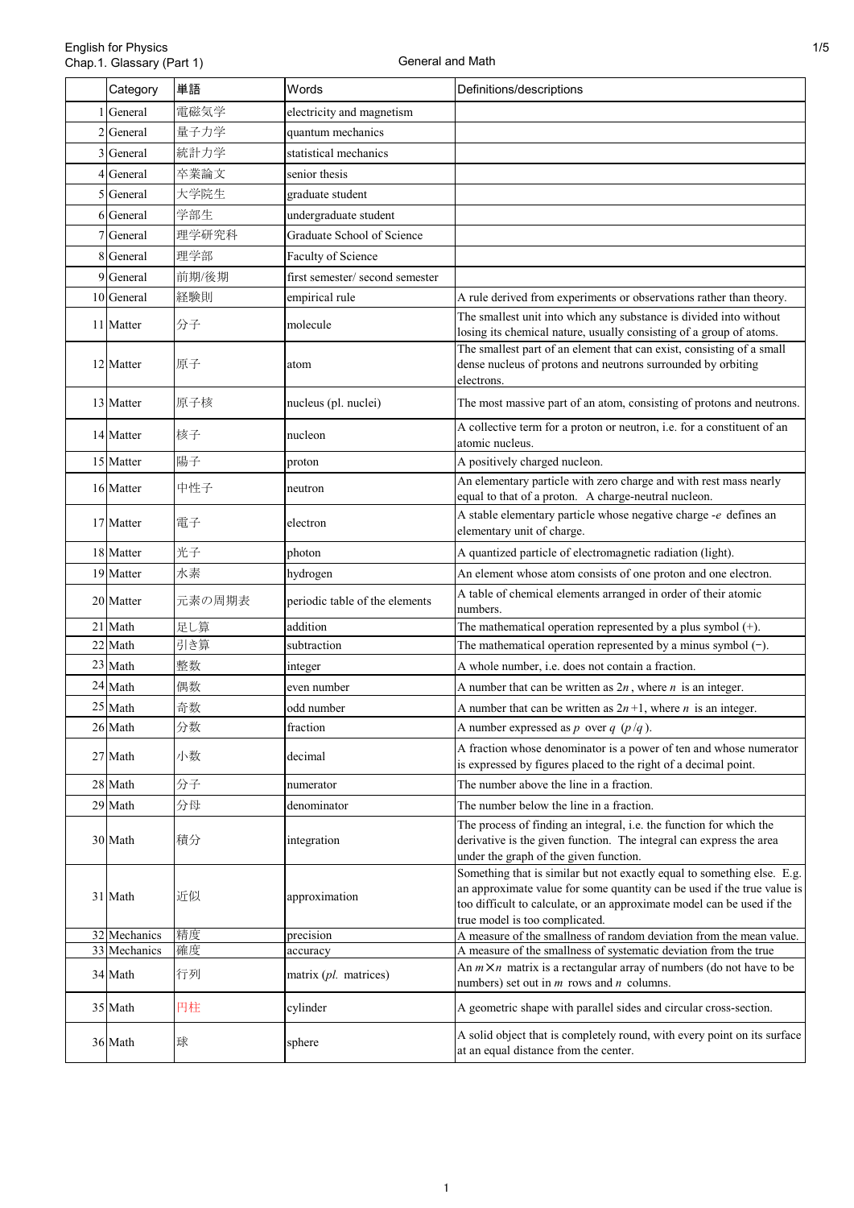English for Physics
Chap.1. Glassary (Part 1)

General and Math

| | Category | 単語 | Words | Definitions/descriptions |
|---|---|---|---|---|
| 1 | General | 電磁気学 | electricity and magnetism | |
| 2 | General | 量子力学 | quantum mechanics | |
| 3 | General | 統計力学 | statistical mechanics | |
| 4 | General | 卒業論文 | senior thesis | |
| 5 | General | 大学院生 | graduate student | |
| 6 | General | 学部生 | undergraduate student | |
| 7 | General | 理学研究科 | Graduate School of Science | |
| 8 | General | 理学部 | Faculty of Science | |
| 9 | General | 前期/後期 | first semester/ second semester | |
| 10 | General | 経験則 | empirical rule | A rule derived from experiments or observations rather than theory. |
| 11 | Matter | 分子 | molecule | The smallest unit into which any substance is divided into without losing its chemical nature, usually consisting of a group of atoms. |
| 12 | Matter | 原子 | atom | The smallest part of an element that can exist, consisting of a small dense nucleus of protons and neutrons surrounded by orbiting electrons. |
| 13 | Matter | 原子核 | nucleus (pl. nuclei) | The most massive part of an atom, consisting of protons and neutrons. |
| 14 | Matter | 核子 | nucleon | A collective term for a proton or neutron, i.e. for a constituent of an atomic nucleus. |
| 15 | Matter | 陽子 | proton | A positively charged nucleon. |
| 16 | Matter | 中性子 | neutron | An elementary particle with zero charge and with rest mass nearly equal to that of a proton. A charge-neutral nucleon. |
| 17 | Matter | 電子 | electron | A stable elementary particle whose negative charge $-e$ defines an elementary unit of charge. |
| 18 | Matter | 光子 | photon | A quantized particle of electromagnetic radiation (light). |
| 19 | Matter | 水素 | hydrogen | An element whose atom consists of one proton and one electron. |
| 20 | Matter | 元素の周期表 | periodic table of the elements | A table of chemical elements arranged in order of their atomic numbers. |
| 21 | Math | 足し算 | addition | The mathematical operation represented by a plus symbol (+). |
| 22 | Math | 引き算 | subtraction | The mathematical operation represented by a minus symbol (−). |
| 23 | Math | 整数 | integer | A whole number, i.e. does not contain a fraction. |
| 24 | Math | 偶数 | even number | A number that can be written as $2n$ , where $n$ is an integer. |
| 25 | Math | 奇数 | odd number | A number that can be written as $2n+1$, where $n$ is an integer. |
| 26 | Math | 分数 | fraction | A number expressed as $p$ over $q$ ($p/q$). |
| 27 | Math | 小数 | decimal | A fraction whose denominator is a power of ten and whose numerator is expressed by figures placed to the right of a decimal point. |
| 28 | Math | 分子 | numerator | The number above the line in a fraction. |
| 29 | Math | 分母 | denominator | The number below the line in a fraction. |
| 30 | Math | 積分 | integration | The process of finding an integral, i.e. the function for which the derivative is the given function. The integral can express the area under the graph of the given function. |
| 31 | Math | 近似 | approximation | Something that is similar but not exactly equal to something else. E.g. an approximate value for some quantity can be used if the true value is too difficult to calculate, or an approximate model can be used if the true model is too complicated. |
| 32 | Mechanics | 精度 | precision | A measure of the smallness of random deviation from the mean value. |
| 33 | Mechanics | 確度 | accuracy | A measure of the smallness of systematic deviation from the true |
| 34 | Math | 行列 | matrix (*pl.* matrices) | An $m \times n$ matrix is a rectangular array of numbers (do not have to be numbers) set out in $m$ rows and $n$ columns. |
| 35 | Math | 円柱 | cylinder | A geometric shape with parallel sides and circular cross-section. |
| 36 | Math | 球 | sphere | A solid object that is completely round, with every point on its surface at an equal distance from the center. |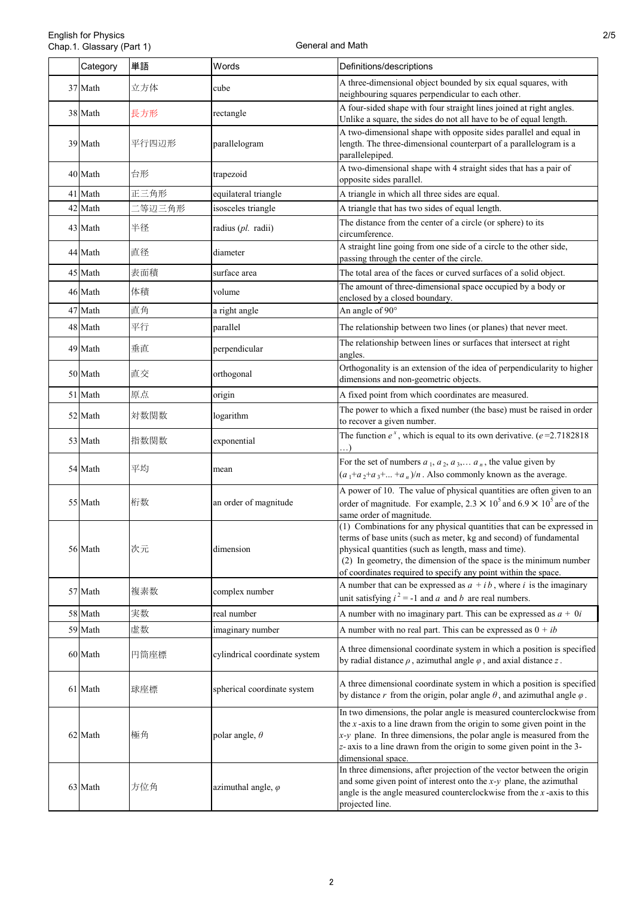General and Math

| | Category | 単語 | Words | Definitions/descriptions |
|---|---|---|---|---|
| 37 | Math | 立方体 | cube | A three-dimensional object bounded by six equal squares, with neighbouring squares perpendicular to each other. |
| 38 | Math | 長方形 | rectangle | A four-sided shape with four straight lines joined at right angles. Unlike a square, the sides do not all have to be of equal length. |
| 39 | Math | 平行四辺形 | parallelogram | A two-dimensional shape with opposite sides parallel and equal in length. The three-dimensional counterpart of a parallelogram is a parallelepiped. |
| 40 | Math | 台形 | trapezoid | A two-dimensional shape with 4 straight sides that has a pair of opposite sides parallel. |
| 41 | Math | 正三角形 | equilateral triangle | A triangle in which all three sides are equal. |
| 42 | Math | 二等辺三角形 | isosceles triangle | A triangle that has two sides of equal length. |
| 43 | Math | 半径 | radius (*pl.* radii) | The distance from the center of a circle (or sphere) to its circumference. |
| 44 | Math | 直径 | diameter | A straight line going from one side of a circle to the other side, passing through the center of the circle. |
| 45 | Math | 表面積 | surface area | The total area of the faces or curved surfaces of a solid object. |
| 46 | Math | 体積 | volume | The amount of three-dimensional space occupied by a body or enclosed by a closed boundary. |
| 47 | Math | 直角 | a right angle | An angle of 90° |
| 48 | Math | 平行 | parallel | The relationship between two lines (or planes) that never meet. |
| 49 | Math | 垂直 | perpendicular | The relationship between lines or surfaces that intersect at right angles. |
| 50 | Math | 直交 | orthogonal | Orthogonality is an extension of the idea of perpendicularity to higher dimensions and non-geometric objects. |
| 51 | Math | 原点 | origin | A fixed point from which coordinates are measured. |
| 52 | Math | 対数関数 | logarithm | The power to which a fixed number (the base) must be raised in order to recover a given number. |
| 53 | Math | 指数関数 | exponential | The function $e^x$, which is equal to its own derivative. ($e$=2.7182818 …) |
| 54 | Math | 平均 | mean | For the set of numbers $a_1, a_2, a_3, \ldots a_n$, the value given by $(a_1+a_2+a_3+\ldots+a_n)/n$. Also commonly known as the average. |
| 55 | Math | 桁数 | an order of magnitude | A power of 10. The value of physical quantities are often given to an order of magnitude. For example, $2.3 \times 10^5$ and $6.9 \times 10^5$ are of the same order of magnitude. |
| 56 | Math | 次元 | dimension | (1) Combinations for any physical quantities that can be expressed in terms of base units (such as meter, kg and second) of fundamental physical quantities (such as length, mass and time).<br>(2) In geometry, the dimension of the space is the minimum number of coordinates required to specify any point within the space. |
| 57 | Math | 複素数 | complex number | A number that can be expressed as $a + ib$, where $i$ is the imaginary unit satisfying $i^2 = -1$ and $a$ and $b$ are real numbers. |
| 58 | Math | 実数 | real number | A number with no imaginary part. This can be expressed as $a + 0i$ |
| 59 | Math | 虚数 | imaginary number | A number with no real part. This can be expressed as $0 + ib$ |
| 60 | Math | 円筒座標 | cylindrical coordinate system | A three dimensional coordinate system in which a position is specified by radial distance $\rho$, azimuthal angle $\varphi$, and axial distance $z$. |
| 61 | Math | 球座標 | spherical coordinate system | A three dimensional coordinate system in which a position is specified by distance $r$ from the origin, polar angle $\theta$, and azimuthal angle $\varphi$. |
| 62 | Math | 極角 | polar angle, $\theta$ | In two dimensions, the polar angle is measured counterclockwise from the $x$-axis to a line drawn from the origin to some given point in the $x$-$y$ plane. In three dimensions, the polar angle is measured from the $z$-axis to a line drawn from the origin to some given point in the 3-dimensional space. |
| 63 | Math | 方位角 | azimuthal angle, $\varphi$ | In three dimensions, after projection of the vector between the origin and some given point of interest onto the $x$-$y$ plane, the azimuthal angle is the angle measured counterclockwise from the $x$-axis to this projected line. |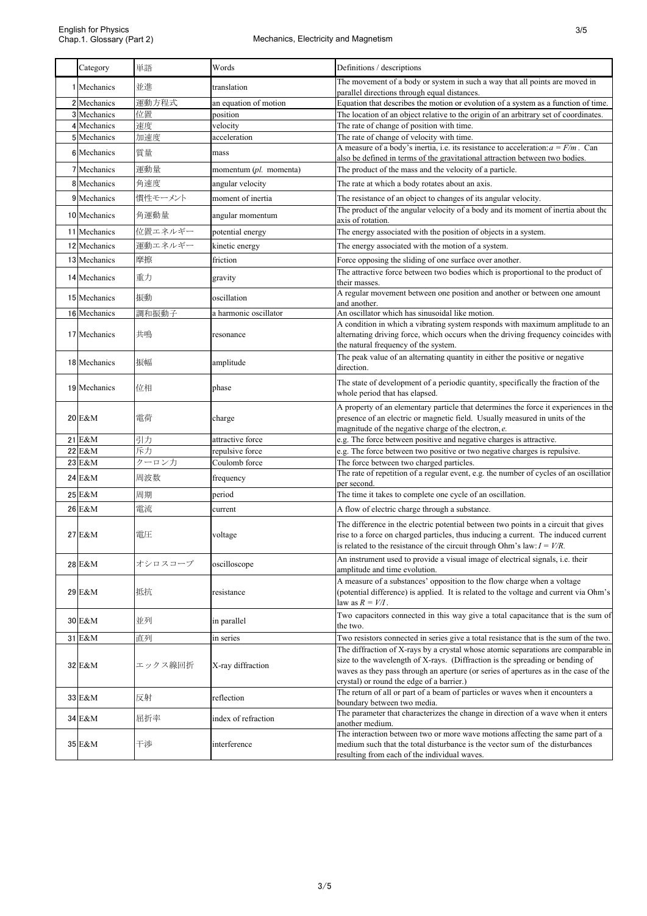| | Category | 単語 | Words | Definitions / descriptions |
|---|---|---|---|---|
| 1 | Mechanics | 並進 | translation | The movement of a body or system in such a way that all points are moved in parallel directions through equal distances. |
| 2 | Mechanics | 運動方程式 | an equation of motion | Equation that describes the motion or evolution of a system as a function of time. |
| 3 | Mechanics | 位置 | position | The location of an object relative to the origin of an arbitrary set of coordinates. |
| 4 | Mechanics | 速度 | velocity | The rate of change of position with time. |
| 5 | Mechanics | 加速度 | acceleration | The rate of change of velocity with time. |
| 6 | Mechanics | 質量 | mass | A measure of a body's inertia, i.e. its resistance to acceleration: $a = F/m$. Can also be defined in terms of the gravitational attraction between two bodies. |
| 7 | Mechanics | 運動量 | momentum (*pl.* momenta) | The product of the mass and the velocity of a particle. |
| 8 | Mechanics | 角速度 | angular velocity | The rate at which a body rotates about an axis. |
| 9 | Mechanics | 慣性モーメント | moment of inertia | The resistance of an object to changes of its angular velocity. |
| 10 | Mechanics | 角運動量 | angular momentum | The product of the angular velocity of a body and its moment of inertia about the axis of rotation. |
| 11 | Mechanics | 位置エネルギー | potential energy | The energy associated with the position of objects in a system. |
| 12 | Mechanics | 運動エネルギー | kinetic energy | The energy associated with the motion of a system. |
| 13 | Mechanics | 摩擦 | friction | Force opposing the sliding of one surface over another. |
| 14 | Mechanics | 重力 | gravity | The attractive force between two bodies which is proportional to the product of their masses. |
| 15 | Mechanics | 振動 | oscillation | A regular movement between one position and another or between one amount and another. |
| 16 | Mechanics | 調和振動子 | a harmonic oscillator | An oscillator which has sinusoidal like motion. |
| 17 | Mechanics | 共鳴 | resonance | A condition in which a vibrating system responds with maximum amplitude to an alternating driving force, which occurs when the driving frequency coincides with the natural frequency of the system. |
| 18 | Mechanics | 振幅 | amplitude | The peak value of an alternating quantity in either the positive or negative direction. |
| 19 | Mechanics | 位相 | phase | The state of development of a periodic quantity, specifically the fraction of the whole period that has elapsed. |
| 20 | E&M | 電荷 | charge | A property of an elementary particle that determines the force it experiences in the presence of an electric or magnetic field. Usually measured in units of the magnitude of the negative charge of the electron, $e$. |
| 21 | E&M | 引力 | attractive force | e.g. The force between positive and negative charges is attractive. |
| 22 | E&M | 斥力 | repulsive force | e.g. The force between two positive or two negative charges is repulsive. |
| 23 | E&M | クーロン力 | Coulomb force | The force between two charged particles. |
| 24 | E&M | 周波数 | frequency | The rate of repetition of a regular event, e.g. the number of cycles of an oscillation per second. |
| 25 | E&M | 周期 | period | The time it takes to complete one cycle of an oscillation. |
| 26 | E&M | 電流 | current | A flow of electric charge through a substance. |
| 27 | E&M | 電圧 | voltage | The difference in the electric potential between two points in a circuit that gives rise to a force on charged particles, thus inducing a current. The induced current is related to the resistance of the circuit through Ohm's law: $I = V/R$. |
| 28 | E&M | オシロスコープ | oscilloscope | An instrument used to provide a visual image of electrical signals, i.e. their amplitude and time evolution. |
| 29 | E&M | 抵抗 | resistance | A measure of a substances' opposition to the flow charge when a voltage (potential difference) is applied. It is related to the voltage and current via Ohm's law as $R = V/I$. |
| 30 | E&M | 並列 | in parallel | Two capacitors connected in this way give a total capacitance that is the sum of the two. |
| 31 | E&M | 直列 | in series | Two resistors connected in series give a total resistance that is the sum of the two. |
| 32 | E&M | エックス線回折 | X-ray diffraction | The diffraction of X-rays by a crystal whose atomic separations are comparable in size to the wavelength of X-rays. (Diffraction is the spreading or bending of waves as they pass through an aperture (or series of apertures as in the case of the crystal) or round the edge of a barrier.) |
| 33 | E&M | 反射 | reflection | The return of all or part of a beam of particles or waves when it encounters a boundary between two media. |
| 34 | E&M | 屈折率 | index of refraction | The parameter that characterizes the change in direction of a wave when it enters another medium. |
| 35 | E&M | 干渉 | interference | The interaction between two or more wave motions affecting the same part of a medium such that the total disturbance is the vector sum of the disturbances resulting from each of the individual waves. |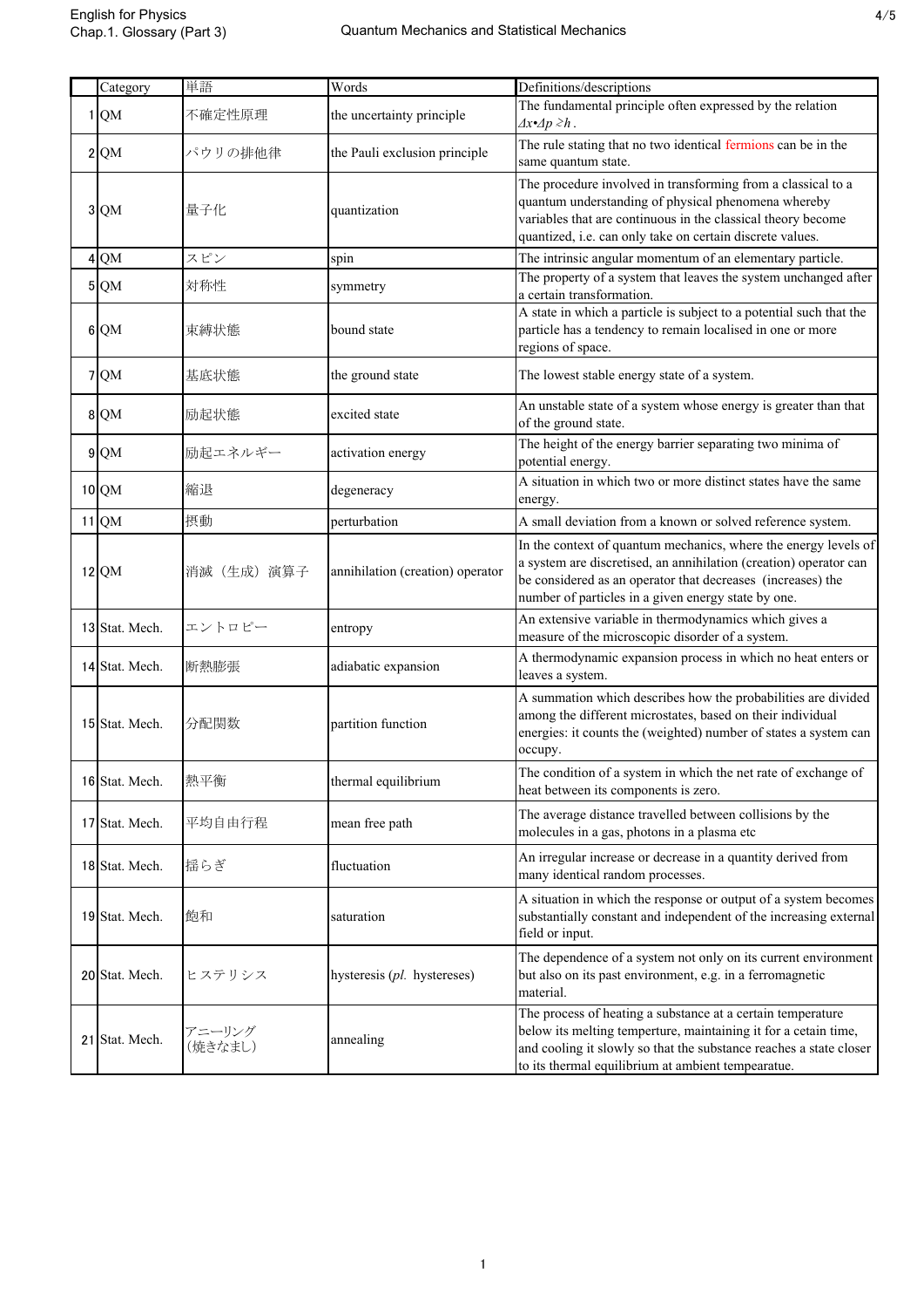| | Category | 単語 | Words | Definitions/descriptions |
|---|---|---|---|---|
| 1 | QM | 不確定性原理 | the uncertainty principle | The fundamental principle often expressed by the relation $\Delta x \cdot \Delta p \gtrsim h$ . |
| 2 | QM | パウリの排他律 | the Pauli exclusion principle | The rule stating that no two identical fermions can be in the same quantum state. |
| 3 | QM | 量子化 | quantization | The procedure involved in transforming from a classical to a quantum understanding of physical phenomena whereby variables that are continuous in the classical theory become quantized, i.e. can only take on certain discrete values. |
| 4 | QM | スピン | spin | The intrinsic angular momentum of an elementary particle. |
| 5 | QM | 対称性 | symmetry | The property of a system that leaves the system unchanged after a certain transformation. |
| 6 | QM | 束縛状態 | bound state | A state in which a particle is subject to a potential such that the particle has a tendency to remain localised in one or more regions of space. |
| 7 | QM | 基底状態 | the ground state | The lowest stable energy state of a system. |
| 8 | QM | 励起状態 | excited state | An unstable state of a system whose energy is greater than that of the ground state. |
| 9 | QM | 励起エネルギー | activation energy | The height of the energy barrier separating two minima of potential energy. |
| 10 | QM | 縮退 | degeneracy | A situation in which two or more distinct states have the same energy. |
| 11 | QM | 摂動 | perturbation | A small deviation from a known or solved reference system. |
| 12 | QM | 消滅（生成）演算子 | annihilation (creation) operator | In the context of quantum mechanics, where the energy levels of a system are discretised, an annihilation (creation) operator can be considered as an operator that decreases (increases) the number of particles in a given energy state by one. |
| 13 | Stat. Mech. | エントロピー | entropy | An extensive variable in thermodynamics which gives a measure of the microscopic disorder of a system. |
| 14 | Stat. Mech. | 断熱膨張 | adiabatic expansion | A thermodynamic expansion process in which no heat enters or leaves a system. |
| 15 | Stat. Mech. | 分配関数 | partition function | A summation which describes how the probabilities are divided among the different microstates, based on their individual energies: it counts the (weighted) number of states a system can occupy. |
| 16 | Stat. Mech. | 熱平衡 | thermal equilibrium | The condition of a system in which the net rate of exchange of heat between its components is zero. |
| 17 | Stat. Mech. | 平均自由行程 | mean free path | The average distance travelled between collisions by the molecules in a gas, photons in a plasma etc |
| 18 | Stat. Mech. | 揺らぎ | fluctuation | An irregular increase or decrease in a quantity derived from many identical random processes. |
| 19 | Stat. Mech. | 飽和 | saturation | A situation in which the response or output of a system becomes substantially constant and independent of the increasing external field or input. |
| 20 | Stat. Mech. | ヒステリシス | hysteresis (*pl.* hystereses) | The dependence of a system not only on its current environment but also on its past environment, e.g. in a ferromagnetic material. |
| 21 | Stat. Mech. | アニーリング（焼きなまし） | annealing | The process of heating a substance at a certain temperature below its melting temperture, maintaining it for a cetain time, and cooling it slowly so that the substance reaches a state closer to its thermal equilibrium at ambient tempearatue. |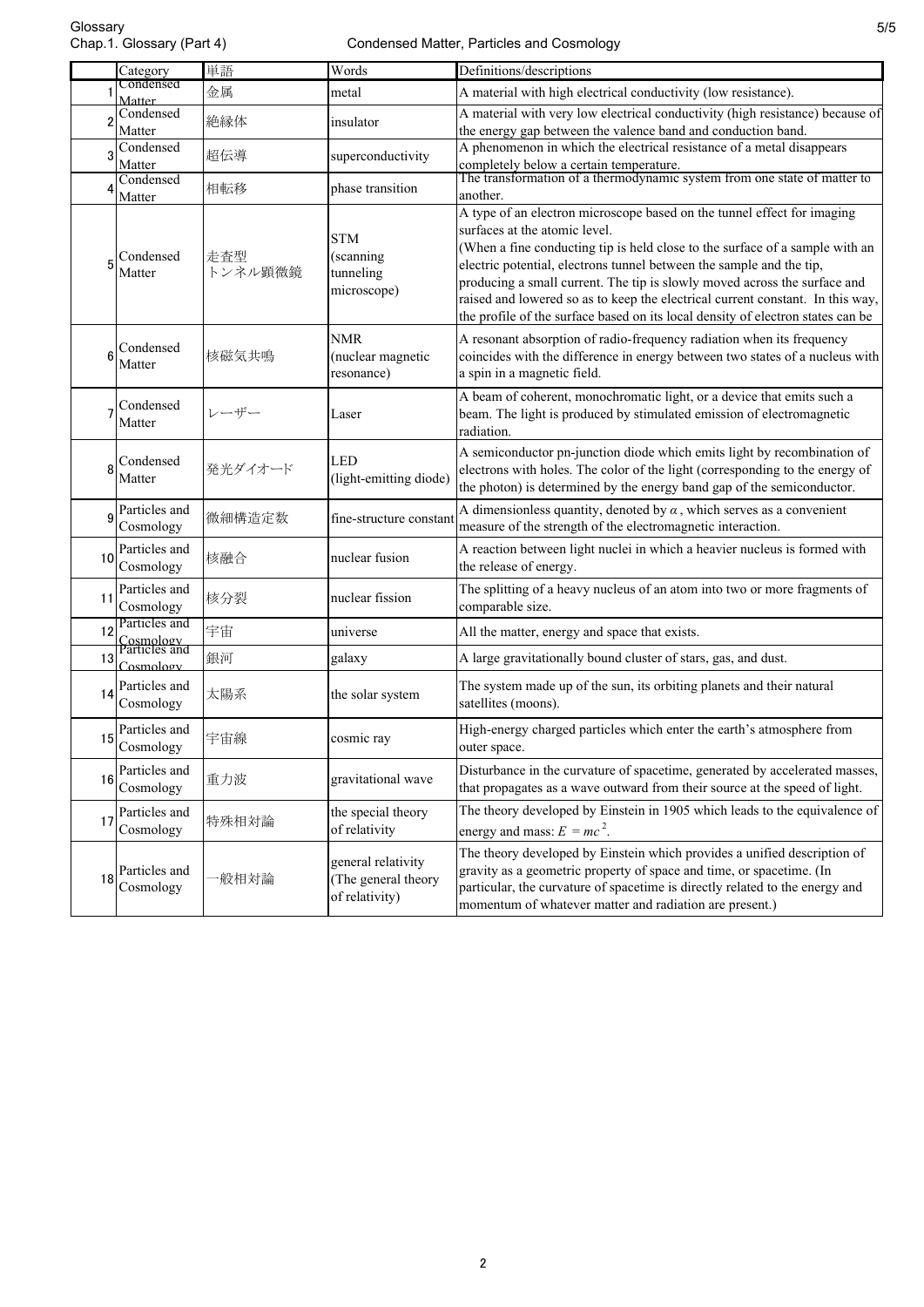| | Category | 単語 | Words | Definitions/descriptions |
|---|---|---|---|---|
| 1 | Condensed Matter | 金属 | metal | A material with high electrical conductivity (low resistance). |
| 2 | Condensed Matter | 絶縁体 | insulator | A material with very low electrical conductivity (high resistance) because of the energy gap between the valence band and conduction band. |
| 3 | Condensed Matter | 超伝導 | superconductivity | A phenomenon in which the electrical resistance of a metal disappears completely below a certain temperature. |
| 4 | Condensed Matter | 相転移 | phase transition | The transformation of a thermodynamic system from one state of matter to another. |
| 5 | Condensed Matter | 走査型トンネル顕微鏡 | STM (scanning tunneling microscope) | A type of an electron microscope based on the tunnel effect for imaging surfaces at the atomic level. (When a fine conducting tip is held close to the surface of a sample with an electric potential, electrons tunnel between the sample and the tip, producing a small current. The tip is slowly moved across the surface and raised and lowered so as to keep the electrical current constant. In this way, the profile of the surface based on its local density of electron states can be |
| 6 | Condensed Matter | 核磁気共鳴 | NMR (nuclear magnetic resonance) | A resonant absorption of radio-frequency radiation when its frequency coincides with the difference in energy between two states of a nucleus with a spin in a magnetic field. |
| 7 | Condensed Matter | レーザー | Laser | A beam of coherent, monochromatic light, or a device that emits such a beam. The light is produced by stimulated emission of electromagnetic radiation. |
| 8 | Condensed Matter | 発光ダイオード | LED (light-emitting diode) | A semiconductor pn-junction diode which emits light by recombination of electrons with holes. The color of the light (corresponding to the energy of the photon) is determined by the energy band gap of the semiconductor. |
| 9 | Particles and Cosmology | 微細構造定数 | fine-structure constant | A dimensionless quantity, denoted by $\alpha$, which serves as a convenient measure of the strength of the electromagnetic interaction. |
| 10 | Particles and Cosmology | 核融合 | nuclear fusion | A reaction between light nuclei in which a heavier nucleus is formed with the release of energy. |
| 11 | Particles and Cosmology | 核分裂 | nuclear fission | The splitting of a heavy nucleus of an atom into two or more fragments of comparable size. |
| 12 | Particles and Cosmology | 宇宙 | universe | All the matter, energy and space that exists. |
| 13 | Particles and Cosmology | 銀河 | galaxy | A large gravitationally bound cluster of stars, gas, and dust. |
| 14 | Particles and Cosmology | 太陽系 | the solar system | The system made up of the sun, its orbiting planets and their natural satellites (moons). |
| 15 | Particles and Cosmology | 宇宙線 | cosmic ray | High-energy charged particles which enter the earth's atmosphere from outer space. |
| 16 | Particles and Cosmology | 重力波 | gravitational wave | Disturbance in the curvature of spacetime, generated by accelerated masses, that propagates as a wave outward from their source at the speed of light. |
| 17 | Particles and Cosmology | 特殊相対論 | the special theory of relativity | The theory developed by Einstein in 1905 which leads to the equivalence of energy and mass: $E = mc^2$. |
| 18 | Particles and Cosmology | 一般相対論 | general relativity (The general theory of relativity) | The theory developed by Einstein which provides a unified description of gravity as a geometric property of space and time, or spacetime. (In particular, the curvature of spacetime is directly related to the energy and momentum of whatever matter and radiation are present.) |